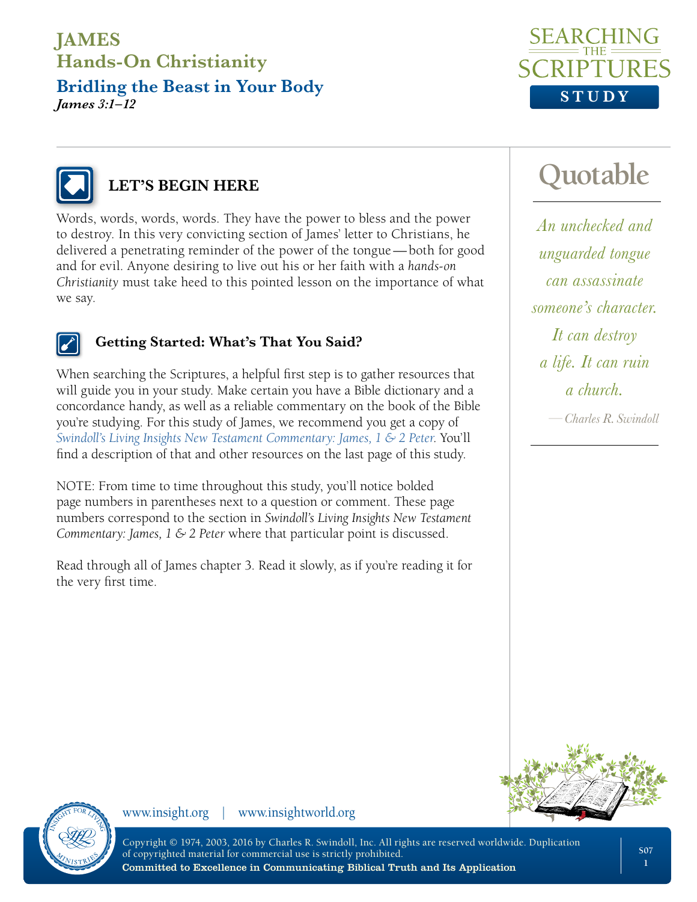# JAMES

## Hands-On Christianity

## Bridling the Beast in Your Body

*James 3:1–12*

SEARCHING THE SCRIPTURES STUDY

### LET'S BEGIN HERE

Words, words, words, words. They have the power to bless and the power to destroy. In this very convicting section of James' letter to Christians, he delivered a penetrating reminder of the power of the tongue—both for good and for evil. Anyone desiring to live out his or her faith with a *hands-on Christianity* must take heed to this pointed lesson on the importance of what we say.

> **Quotable**
>
> *An unchecked and unguarded tongue can assassinate someone's character. It can destroy a life. It can ruin a church.*
>
> —*Charles R. Swindoll*

#### Getting Started: What's That You Said?

When searching the Scriptures, a helpful first step is to gather resources that will guide you in your study. Make certain you have a Bible dictionary and a concordance handy, as well as a reliable commentary on the book of the Bible you're studying. For this study of James, we recommend you get a copy of *Swindoll's Living Insights New Testament Commentary: James, 1 & 2 Peter*. You'll find a description of that and other resources on the last page of this study.

NOTE: From time to time throughout this study, you'll notice bolded page numbers in parentheses next to a question or comment. These page numbers correspond to the section in *Swindoll's Living Insights New Testament Commentary: James, 1 & 2 Peter* where that particular point is discussed.

Read through all of James chapter 3. Read it slowly, as if you're reading it for the very first time.

www.insight.org | www.insightworld.org

Copyright © 1974, 2003, 2016 by Charles R. Swindoll, Inc. All rights are reserved worldwide. Duplication of copyrighted material for commercial use is strictly prohibited.
**Committed to Excellence in Communicating Biblical Truth and Its Application**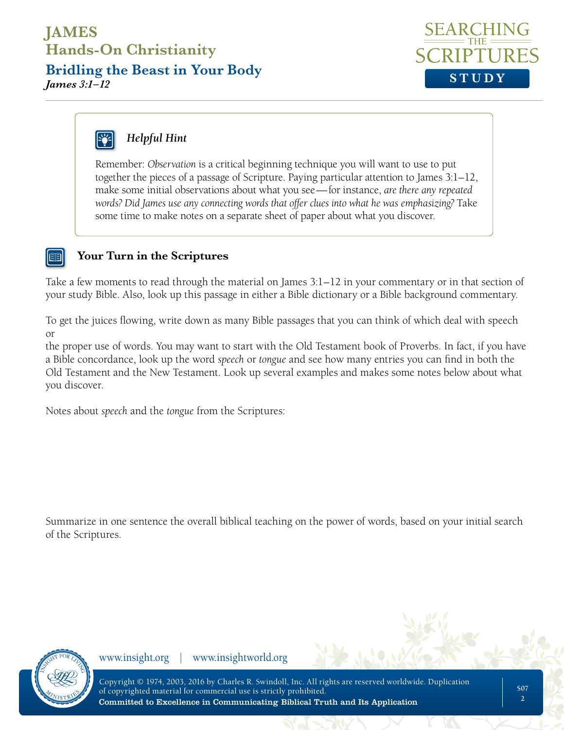### *Helpful Hint*

Remember: *Observation* is a critical beginning technique you will want to use to put together the pieces of a passage of Scripture. Paying particular attention to James 3:1–12, make some initial observations about what you see—for instance, *are there any repeated words? Did James use any connecting words that offer clues into what he was emphasizing?* Take some time to make notes on a separate sheet of paper about what you discover.

## Your Turn in the Scriptures

Take a few moments to read through the material on James 3:1–12 in your commentary or in that section of your study Bible. Also, look up this passage in either a Bible dictionary or a Bible background commentary.

To get the juices flowing, write down as many Bible passages that you can think of which deal with speech or the proper use of words. You may want to start with the Old Testament book of Proverbs. In fact, if you have a Bible concordance, look up the word *speech* or *tongue* and see how many entries you can find in both the Old Testament and the New Testament. Look up several examples and makes some notes below about what you discover.

Notes about *speech* and the *tongue* from the Scriptures:

Summarize in one sentence the overall biblical teaching on the power of words, based on your initial search of the Scriptures.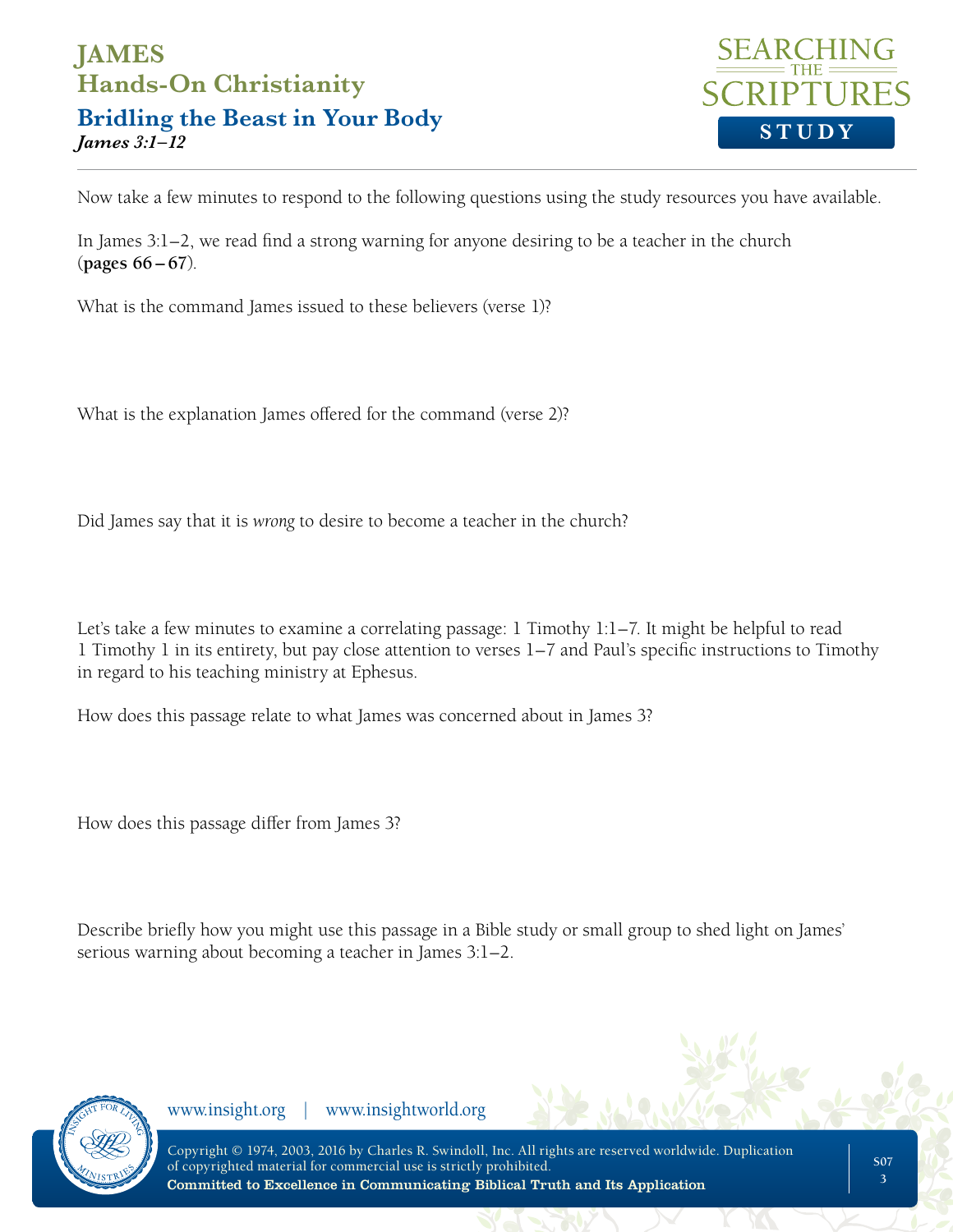# JAMES
## Hands-On Christianity
### Bridling the Beast in Your Body
*James 3:1–12*

Now take a few minutes to respond to the following questions using the study resources you have available.

In James 3:1–2, we read find a strong warning for anyone desiring to be a teacher in the church (**pages 66 – 67**).

What is the command James issued to these believers (verse 1)?

What is the explanation James offered for the command (verse 2)?

Did James say that it is *wrong* to desire to become a teacher in the church?

Let's take a few minutes to examine a correlating passage: 1 Timothy 1:1–7. It might be helpful to read 1 Timothy 1 in its entirety, but pay close attention to verses 1–7 and Paul's specific instructions to Timothy in regard to his teaching ministry at Ephesus.

How does this passage relate to what James was concerned about in James 3?

How does this passage differ from James 3?

Describe briefly how you might use this passage in a Bible study or small group to shed light on James' serious warning about becoming a teacher in James 3:1–2.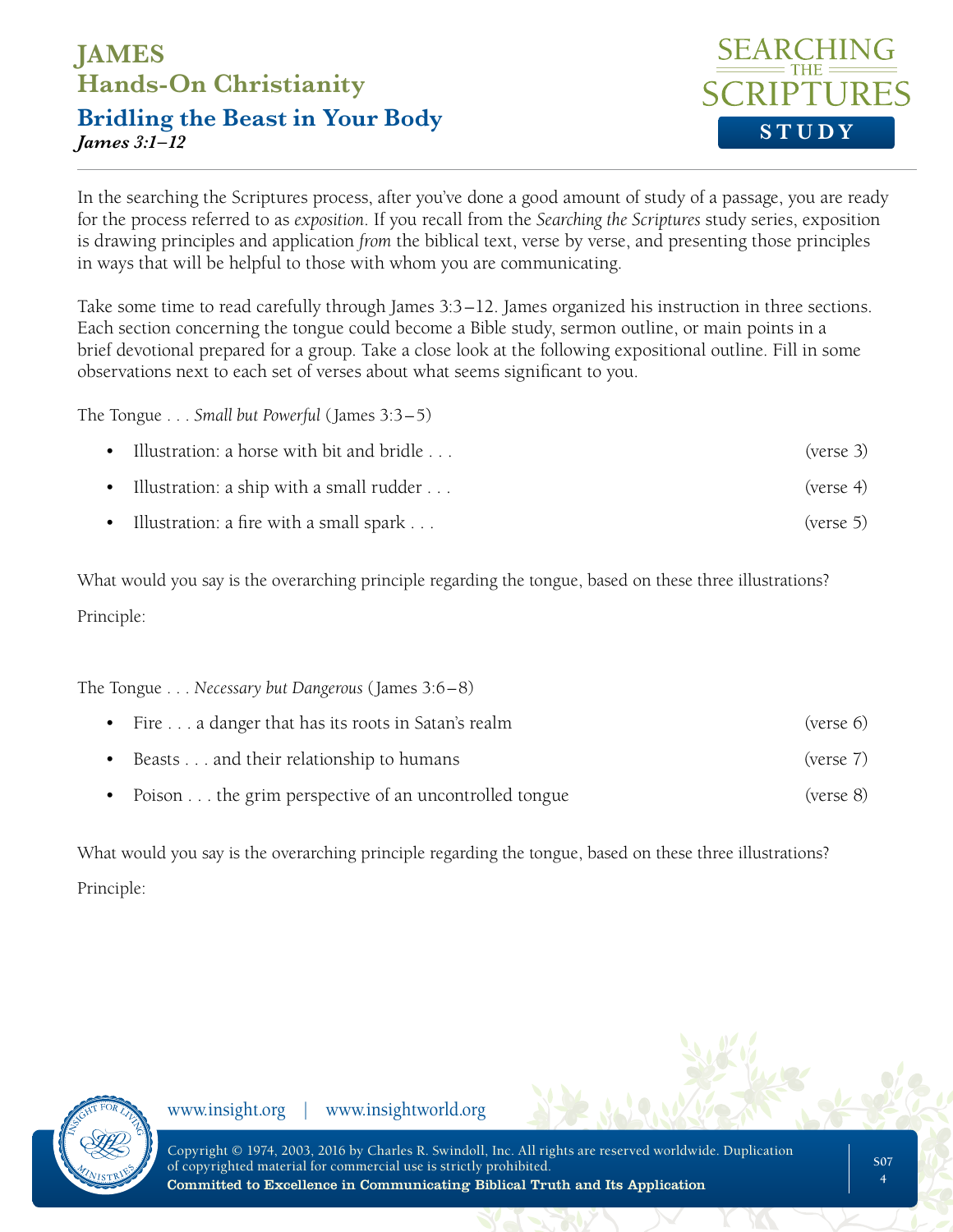# JAMES
## Hands-On Christianity
### Bridling the Beast in Your Body
*James 3:1–12*

In the searching the Scriptures process, after you've done a good amount of study of a passage, you are ready for the process referred to as *exposition*. If you recall from the *Searching the Scriptures* study series, exposition is drawing principles and application *from* the biblical text, verse by verse, and presenting those principles in ways that will be helpful to those with whom you are communicating.

Take some time to read carefully through James 3:3–12. James organized his instruction in three sections. Each section concerning the tongue could become a Bible study, sermon outline, or main points in a brief devotional prepared for a group. Take a close look at the following expositional outline. Fill in some observations next to each set of verses about what seems significant to you.

The Tongue . . . *Small but Powerful* (James 3:3–5)

- Illustration: a horse with bit and bridle . . . (verse 3)
- Illustration: a ship with a small rudder . . . (verse 4)
- Illustration: a fire with a small spark . . . (verse 5)

What would you say is the overarching principle regarding the tongue, based on these three illustrations?

Principle:

The Tongue . . . *Necessary but Dangerous* (James 3:6–8)

- Fire . . . a danger that has its roots in Satan's realm (verse 6)
- Beasts . . . and their relationship to humans (verse 7)
- Poison . . . the grim perspective of an uncontrolled tongue (verse 8)

What would you say is the overarching principle regarding the tongue, based on these three illustrations?

Principle:

www.insight.org | www.insightworld.org

Copyright © 1974, 2003, 2016 by Charles R. Swindoll, Inc. All rights are reserved worldwide. Duplication of copyrighted material for commercial use is strictly prohibited.
**Committed to Excellence in Communicating Biblical Truth and Its Application**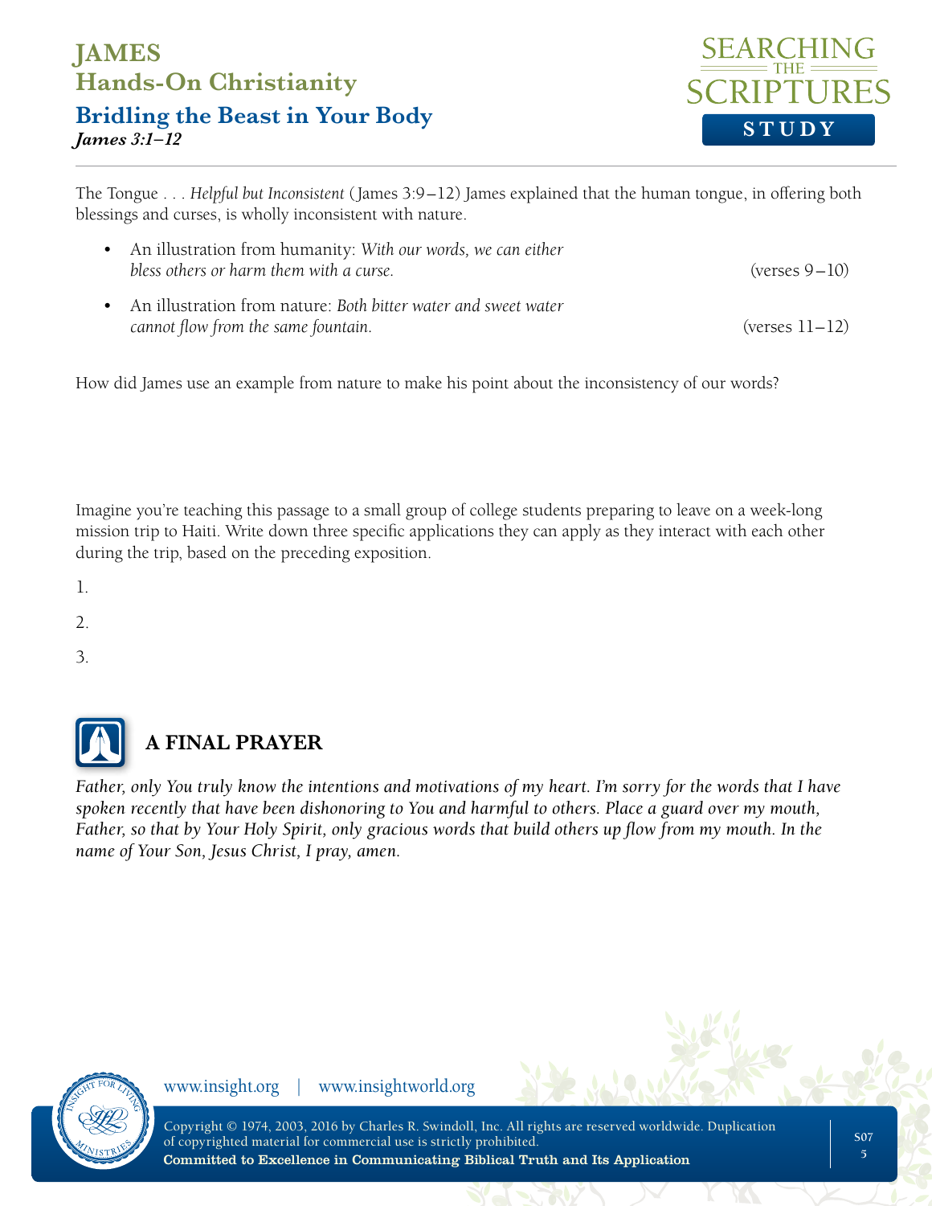The Tongue . . . *Helpful but Inconsistent* (James 3:9–12) James explained that the human tongue, in offering both blessings and curses, is wholly inconsistent with nature.

- An illustration from humanity: *With our words, we can either bless others or harm them with a curse.* (verses 9–10)
- An illustration from nature: *Both bitter water and sweet water cannot flow from the same fountain.* (verses 11–12)

How did James use an example from nature to make his point about the inconsistency of our words?

Imagine you're teaching this passage to a small group of college students preparing to leave on a week-long mission trip to Haiti. Write down three specific applications they can apply as they interact with each other during the trip, based on the preceding exposition.

1.

2.

3.

## A FINAL PRAYER

*Father, only You truly know the intentions and motivations of my heart. I'm sorry for the words that I have spoken recently that have been dishonoring to You and harmful to others. Place a guard over my mouth, Father, so that by Your Holy Spirit, only gracious words that build others up flow from my mouth. In the name of Your Son, Jesus Christ, I pray, amen.*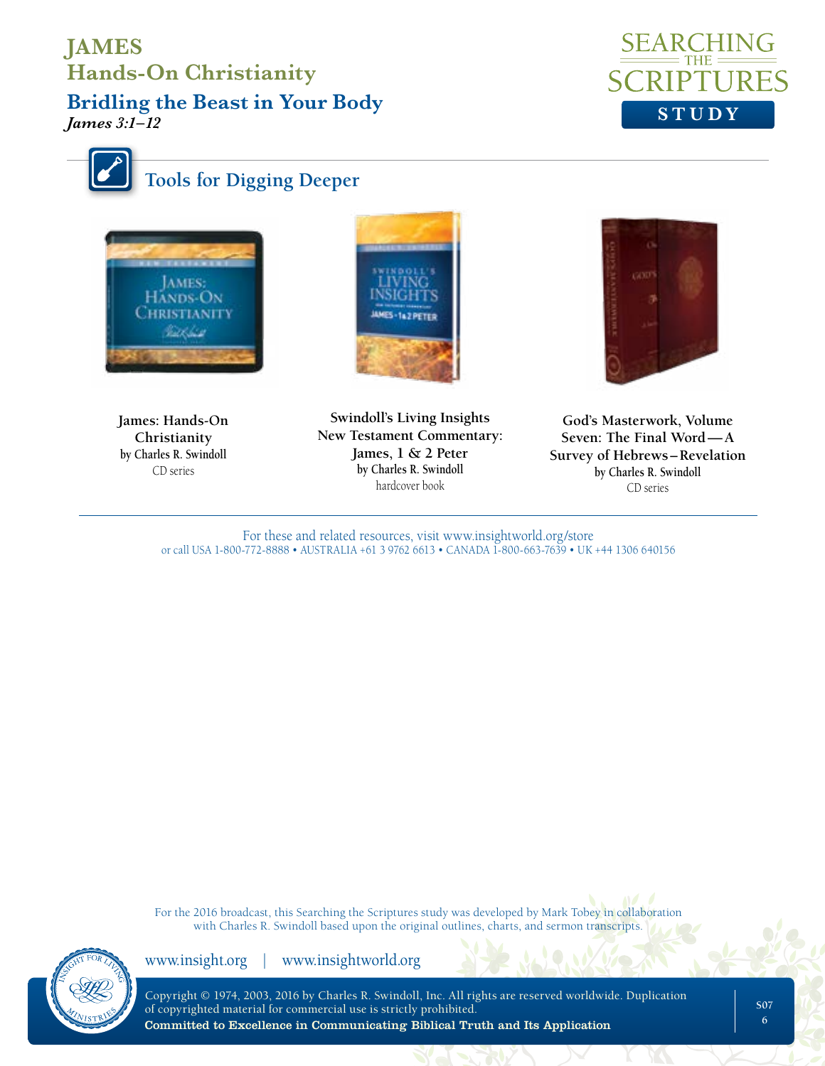# JAMES
## Hands-On Christianity
## Bridling the Beast in Your Body
*James 3:1–12*

SEARCHING THE SCRIPTURES STUDY

### Tools for Digging Deeper

**James: Hands-On Christianity**
by Charles R. Swindoll
CD series

**Swindoll's Living Insights New Testament Commentary: James, 1 & 2 Peter**
by Charles R. Swindoll
hardcover book

**God's Masterwork, Volume Seven: The Final Word—A Survey of Hebrews–Revelation**
by Charles R. Swindoll
CD series

For these and related resources, visit www.insightworld.org/store
or call USA 1-800-772-8888 • AUSTRALIA +61 3 9762 6613 • CANADA 1-800-663-7639 • UK +44 1306 640156

For the 2016 broadcast, this Searching the Scriptures study was developed by Mark Tobey in collaboration with Charles R. Swindoll based upon the original outlines, charts, and sermon transcripts.

www.insight.org | www.insightworld.org

Copyright © 1974, 2003, 2016 by Charles R. Swindoll, Inc. All rights are reserved worldwide. Duplication of copyrighted material for commercial use is strictly prohibited.
**Committed to Excellence in Communicating Biblical Truth and Its Application**

S07